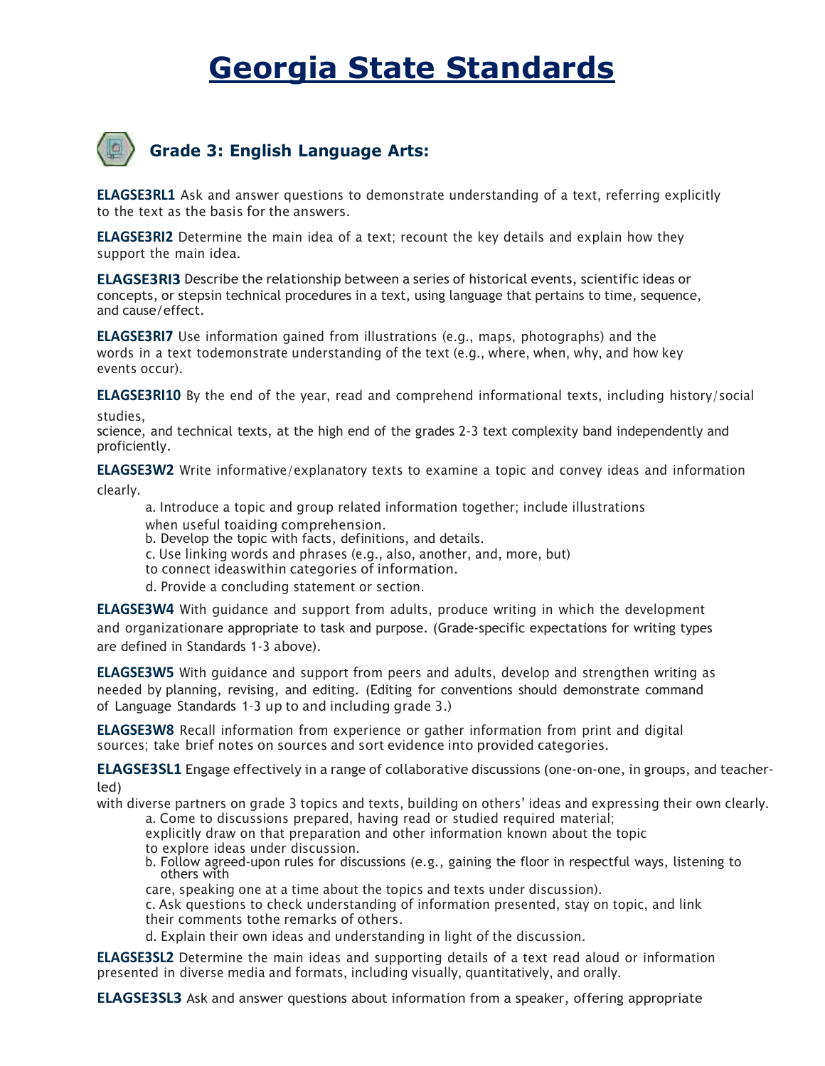# Georgia State Standards

## Grade 3: English Language Arts:

**ELAGSE3RL1** Ask and answer questions to demonstrate understanding of a text, referring explicitly to the text as the basis for the answers.

**ELAGSE3RI2** Determine the main idea of a text; recount the key details and explain how they support the main idea.

**ELAGSE3RI3** Describe the relationship between a series of historical events, scientific ideas or concepts, or stepsin technical procedures in a text, using language that pertains to time, sequence, and cause/effect.

**ELAGSE3RI7** Use information gained from illustrations (e.g., maps, photographs) and the words in a text todemonstrate understanding of the text (e.g., where, when, why, and how key events occur).

**ELAGSE3RI10** By the end of the year, read and comprehend informational texts, including history/social studies, science, and technical texts, at the high end of the grades 2-3 text complexity band independently and proficiently.

**ELAGSE3W2** Write informative/explanatory texts to examine a topic and convey ideas and information clearly.

a. Introduce a topic and group related information together; include illustrations when useful toaiding comprehension.
b. Develop the topic with facts, definitions, and details.
c. Use linking words and phrases (e.g., also, another, and, more, but) to connect ideaswithin categories of information.
d. Provide a concluding statement or section.

**ELAGSE3W4** With guidance and support from adults, produce writing in which the development and organizationare appropriate to task and purpose. (Grade-specific expectations for writing types are defined in Standards 1-3 above).

**ELAGSE3W5** With guidance and support from peers and adults, develop and strengthen writing as needed by planning, revising, and editing. (Editing for conventions should demonstrate command of Language Standards 1-3 up to and including grade 3.)

**ELAGSE3W8** Recall information from experience or gather information from print and digital sources; take brief notes on sources and sort evidence into provided categories.

**ELAGSE3SL1** Engage effectively in a range of collaborative discussions (one-on-one, in groups, and teacher-led) with diverse partners on grade 3 topics and texts, building on others' ideas and expressing their own clearly.

a. Come to discussions prepared, having read or studied required material; explicitly draw on that preparation and other information known about the topic to explore ideas under discussion.
b. Follow agreed-upon rules for discussions (e.g., gaining the floor in respectful ways, listening to others with care, speaking one at a time about the topics and texts under discussion).
c. Ask questions to check understanding of information presented, stay on topic, and link their comments tothe remarks of others.
d. Explain their own ideas and understanding in light of the discussion.

**ELAGSE3SL2** Determine the main ideas and supporting details of a text read aloud or information presented in diverse media and formats, including visually, quantitatively, and orally.

**ELAGSE3SL3** Ask and answer questions about information from a speaker, offering appropriate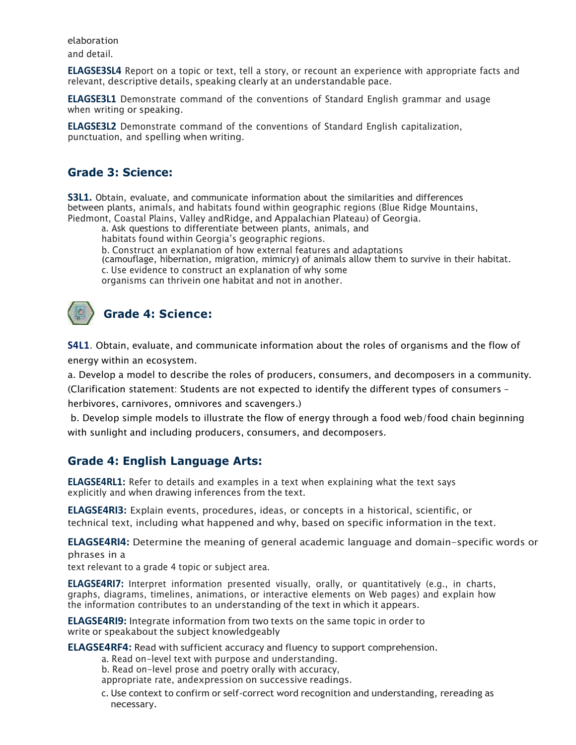elaboration
and detail.

**ELAGSE3SL4** Report on a topic or text, tell a story, or recount an experience with appropriate facts and relevant, descriptive details, speaking clearly at an understandable pace.

**ELAGSE3L1** Demonstrate command of the conventions of Standard English grammar and usage when writing or speaking.

**ELAGSE3L2** Demonstrate command of the conventions of Standard English capitalization, punctuation, and spelling when writing.

## Grade 3: Science:

**S3L1.** Obtain, evaluate, and communicate information about the similarities and differences between plants, animals, and habitats found within geographic regions (Blue Ridge Mountains, Piedmont, Coastal Plains, Valley andRidge, and Appalachian Plateau) of Georgia.

a. Ask questions to differentiate between plants, animals, and habitats found within Georgia's geographic regions.
b. Construct an explanation of how external features and adaptations (camouflage, hibernation, migration, mimicry) of animals allow them to survive in their habitat.
c. Use evidence to construct an explanation of why some organisms can thrivein one habitat and not in another.

## Grade 4: Science:

**S4L1**. Obtain, evaluate, and communicate information about the roles of organisms and the flow of energy within an ecosystem.

a. Develop a model to describe the roles of producers, consumers, and decomposers in a community. (Clarification statement: Students are not expected to identify the different types of consumers – herbivores, carnivores, omnivores and scavengers.)

b. Develop simple models to illustrate the flow of energy through a food web/food chain beginning with sunlight and including producers, consumers, and decomposers.

## Grade 4: English Language Arts:

**ELAGSE4RL1:** Refer to details and examples in a text when explaining what the text says explicitly and when drawing inferences from the text.

**ELAGSE4RI3:** Explain events, procedures, ideas, or concepts in a historical, scientific, or technical text, including what happened and why, based on specific information in the text.

**ELAGSE4RI4:** Determine the meaning of general academic language and domain-specific words or phrases in a
text relevant to a grade 4 topic or subject area.

**ELAGSE4RI7:** Interpret information presented visually, orally, or quantitatively (e.g., in charts, graphs, diagrams, timelines, animations, or interactive elements on Web pages) and explain how the information contributes to an understanding of the text in which it appears.

**ELAGSE4RI9:** Integrate information from two texts on the same topic in order to write or speakabout the subject knowledgeably

**ELAGSE4RF4:** Read with sufficient accuracy and fluency to support comprehension.

a. Read on-level text with purpose and understanding.
b. Read on-level prose and poetry orally with accuracy, appropriate rate, andexpression on successive readings.
c. Use context to confirm or self-correct word recognition and understanding, rereading as necessary.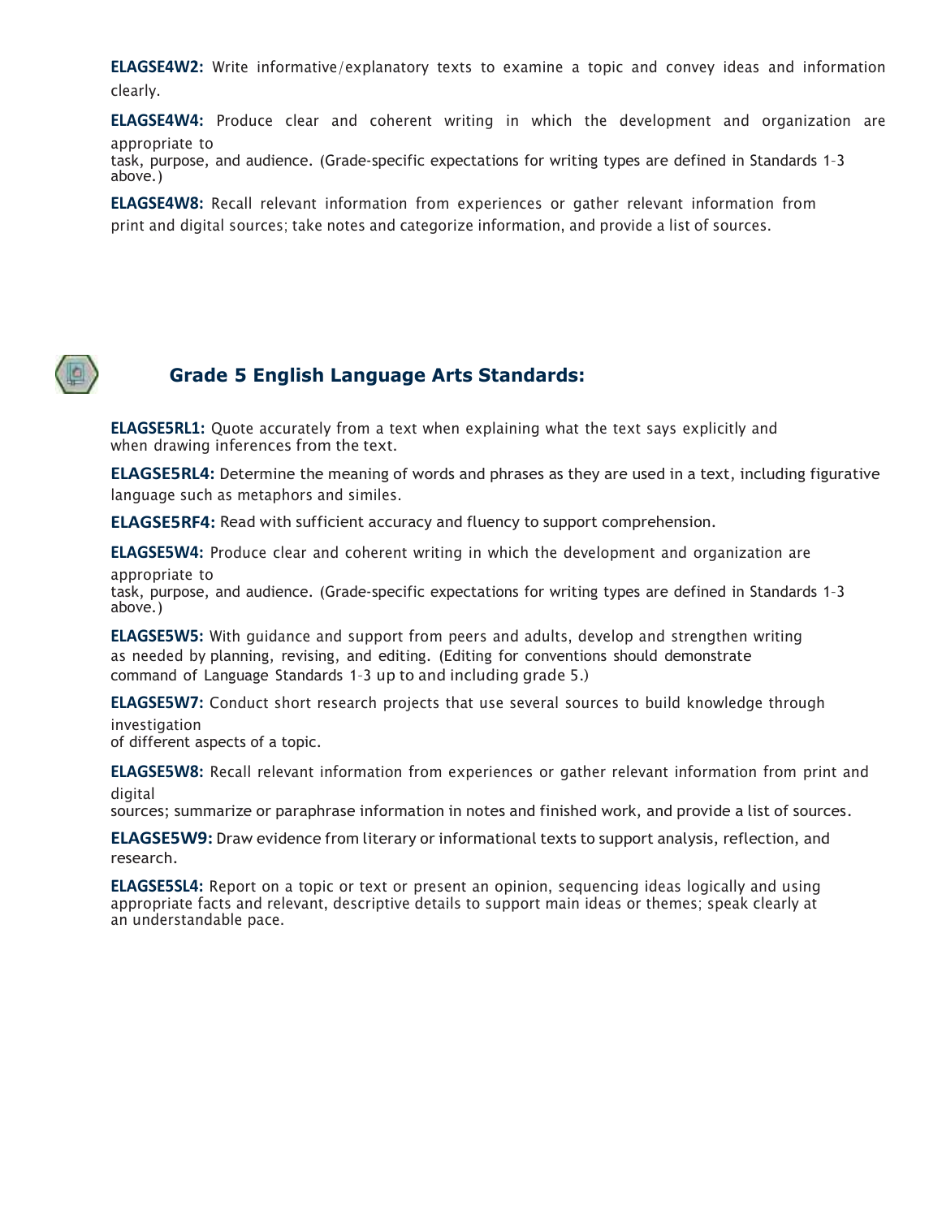**ELAGSE4W2:** Write informative/explanatory texts to examine a topic and convey ideas and information clearly.

**ELAGSE4W4:** Produce clear and coherent writing in which the development and organization are appropriate to task, purpose, and audience. (Grade-specific expectations for writing types are defined in Standards 1-3 above.)

**ELAGSE4W8:** Recall relevant information from experiences or gather relevant information from print and digital sources; take notes and categorize information, and provide a list of sources.

## Grade 5 English Language Arts Standards:

**ELAGSE5RL1:** Quote accurately from a text when explaining what the text says explicitly and when drawing inferences from the text.

**ELAGSE5RL4:** Determine the meaning of words and phrases as they are used in a text, including figurative language such as metaphors and similes.

**ELAGSE5RF4:** Read with sufficient accuracy and fluency to support comprehension.

**ELAGSE5W4:** Produce clear and coherent writing in which the development and organization are appropriate to task, purpose, and audience. (Grade-specific expectations for writing types are defined in Standards 1-3 above.)

**ELAGSE5W5:** With guidance and support from peers and adults, develop and strengthen writing as needed by planning, revising, and editing. (Editing for conventions should demonstrate command of Language Standards 1-3 up to and including grade 5.)

**ELAGSE5W7:** Conduct short research projects that use several sources to build knowledge through investigation of different aspects of a topic.

**ELAGSE5W8:** Recall relevant information from experiences or gather relevant information from print and digital sources; summarize or paraphrase information in notes and finished work, and provide a list of sources.

**ELAGSE5W9:** Draw evidence from literary or informational texts to support analysis, reflection, and research.

**ELAGSE5SL4:** Report on a topic or text or present an opinion, sequencing ideas logically and using appropriate facts and relevant, descriptive details to support main ideas or themes; speak clearly at an understandable pace.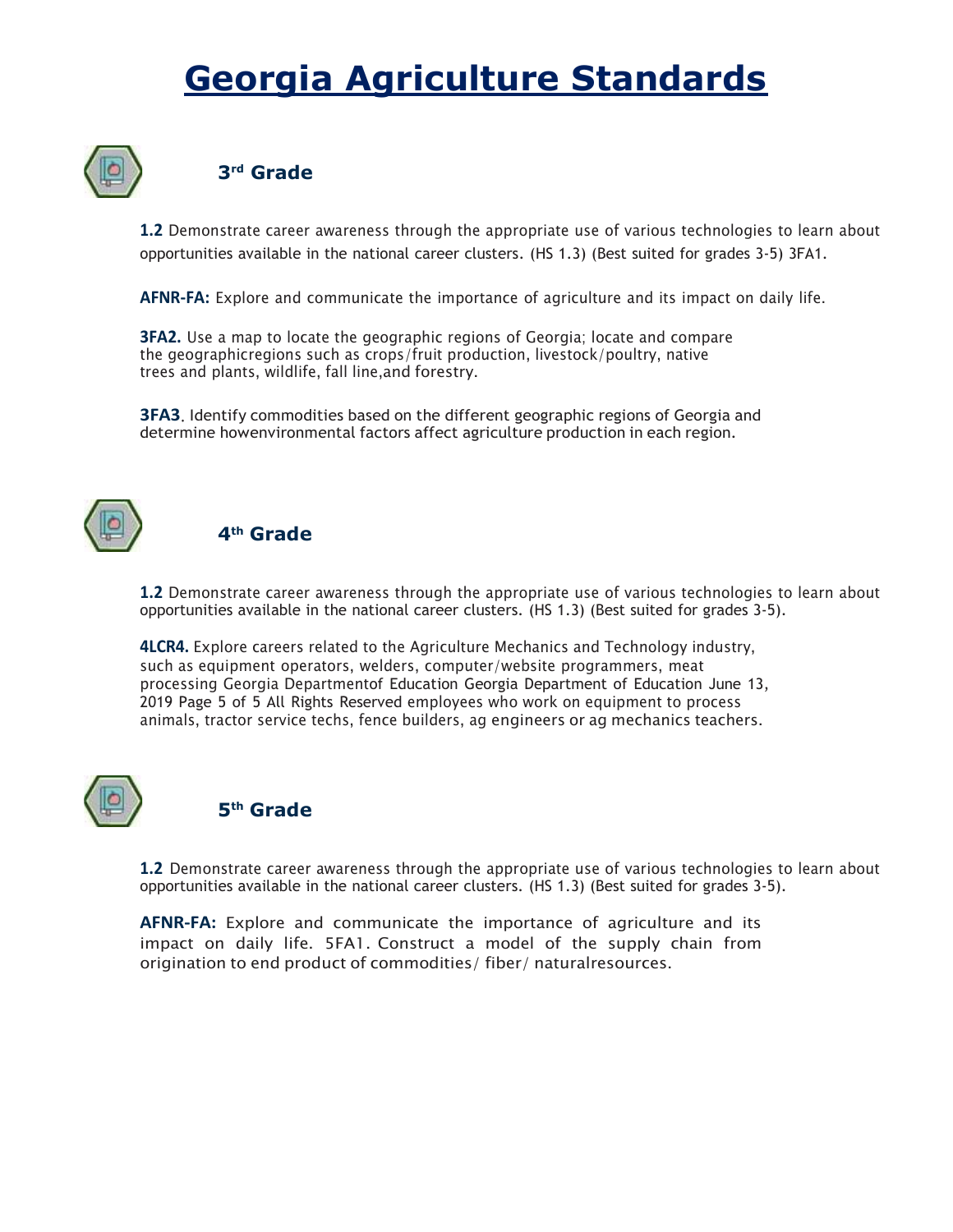# Georgia Agriculture Standards

## 3rd Grade

**1.2** Demonstrate career awareness through the appropriate use of various technologies to learn about opportunities available in the national career clusters. (HS 1.3) (Best suited for grades 3-5) 3FA1.

**AFNR-FA:** Explore and communicate the importance of agriculture and its impact on daily life.

**3FA2.** Use a map to locate the geographic regions of Georgia; locate and compare the geographicregions such as crops/fruit production, livestock/poultry, native trees and plants, wildlife, fall line,and forestry.

**3FA3**. Identify commodities based on the different geographic regions of Georgia and determine howenvironmental factors affect agriculture production in each region.

## 4th Grade

**1.2** Demonstrate career awareness through the appropriate use of various technologies to learn about opportunities available in the national career clusters. (HS 1.3) (Best suited for grades 3-5).

**4LCR4.** Explore careers related to the Agriculture Mechanics and Technology industry, such as equipment operators, welders, computer/website programmers, meat processing Georgia Departmentof Education Georgia Department of Education June 13, 2019 Page 5 of 5 All Rights Reserved employees who work on equipment to process animals, tractor service techs, fence builders, ag engineers or ag mechanics teachers.

## 5th Grade

**1.2** Demonstrate career awareness through the appropriate use of various technologies to learn about opportunities available in the national career clusters. (HS 1.3) (Best suited for grades 3-5).

**AFNR-FA:** Explore and communicate the importance of agriculture and its impact on daily life. 5FA1. Construct a model of the supply chain from origination to end product of commodities/ fiber/ naturalresources.